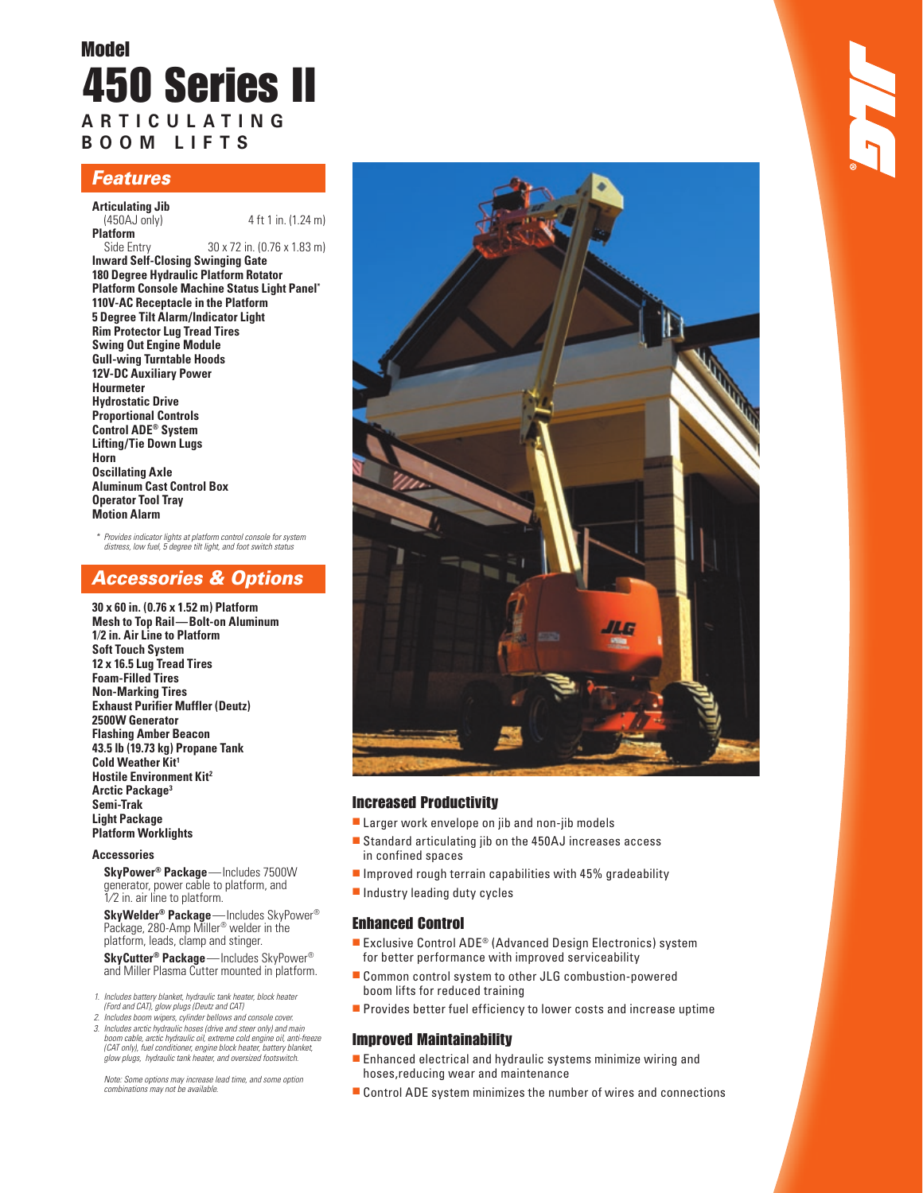# Model 450 Series II

**ARTICULATING BOOM LIFTS**

## Features

**Articulating Jib**
(450AJ only) 4 ft 1 in. (1.24 m)

**Platform**
Side Entry 30 x 72 in. (0.76 x 1.83 m)

**Inward Self-Closing Swinging Gate**
**180 Degree Hydraulic Platform Rotator**
**Platform Console Machine Status Light Panel***
**110V-AC Receptacle in the Platform**
**5 Degree Tilt Alarm/Indicator Light**
**Rim Protector Lug Tread Tires**
**Swing Out Engine Module**
**Gull-wing Turntable Hoods**
**12V-DC Auxiliary Power**
**Hourmeter**
**Hydrostatic Drive**
**Proportional Controls**
**Control ADE® System**
**Lifting/Tie Down Lugs**
**Horn**
**Oscillating Axle**
**Aluminum Cast Control Box**
**Operator Tool Tray**
**Motion Alarm**

*\* Provides indicator lights at platform control console for system distress, low fuel, 5 degree tilt light, and foot switch status*

## Accessories & Options

**30 x 60 in. (0.76 x 1.52 m) Platform**
**Mesh to Top Rail—Bolt-on Aluminum**
**1/2 in. Air Line to Platform**
**Soft Touch System**
**12 x 16.5 Lug Tread Tires**
**Foam-Filled Tires**
**Non-Marking Tires**
**Exhaust Purifier Muffler (Deutz)**
**2500W Generator**
**Flashing Amber Beacon**
**43.5 lb (19.73 kg) Propane Tank**
**Cold Weather Kit[1]**
**Hostile Environment Kit[2]**
**Arctic Package[3]**
**Semi-Trak**
**Light Package**
**Platform Worklights**

### Accessories

**SkyPower® Package**—Includes 7500W generator, power cable to platform, and 1/2 in. air line to platform.

**SkyWelder® Package**—Includes SkyPower® Package, 280-Amp Miller® welder in the platform, leads, clamp and stinger.

**SkyCutter® Package**—Includes SkyPower® and Miller Plasma Cutter mounted in platform.

1. *Includes battery blanket, hydraulic tank heater, block heater (Ford and CAT), glow plugs (Deutz and CAT)*
2. *Includes boom wipers, cylinder bellows and console cover.*
3. *Includes arctic hydraulic hoses (drive and steer only) and main boom cable, arctic hydraulic oil, extreme cold engine oil, anti-freeze (CAT only), fuel conditioner, engine block heater, battery blanket, glow plugs, hydraulic tank heater, and oversized footswitch.*

*Note: Some options may increase lead time, and some option combinations may not be available.*

## Increased Productivity

- Larger work envelope on jib and non-jib models
- Standard articulating jib on the 450AJ increases access in confined spaces
- Improved rough terrain capabilities with 45% gradeability
- Industry leading duty cycles

## Enhanced Control

- Exclusive Control ADE® (Advanced Design Electronics) system for better performance with improved serviceability
- Common control system to other JLG combustion-powered boom lifts for reduced training
- Provides better fuel efficiency to lower costs and increase uptime

## Improved Maintainability

- Enhanced electrical and hydraulic systems minimize wiring and hoses,reducing wear and maintenance
- Control ADE system minimizes the number of wires and connections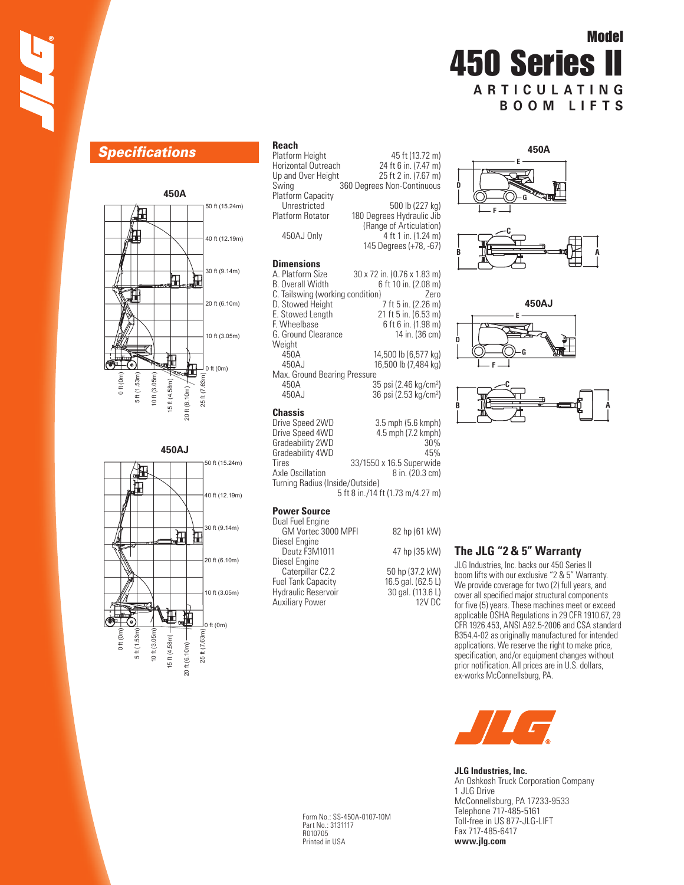# Model
# 450 Series II
## ARTICULATING BOOM LIFTS

## Specifications

450A

50 ft (15.24m)
40 ft (12.19m)
30 ft (9.14m)
20 ft (6.10m)
10 ft (3.05m)
0 ft (0m)
0 ft (0m)
5 ft (1.53m)
10 ft (3.05m)
15 ft (4.58m)
20 ft (6.10m)
25 ft (7.63m)

450AJ

50 ft (15.24m)
40 ft (12.19m)
30 ft (9.14m)
20 ft (6.10m)
10 ft (3.05m)
0 ft (0m)
0 ft (0m)
5 ft (1.53m)
10 ft (3.05m)
15 ft (4.58m)
20 ft (6.10m)
25 ft (7.63m)

### Reach

| | |
|---|---|
| Platform Height | 45 ft (13.72 m) |
| Horizontal Outreach | 24 ft 6 in. (7.47 m) |
| Up and Over Height | 25 ft 2 in. (7.67 m) |
| Swing | 360 Degrees Non-Continuous |
| Platform Capacity | |
| Unrestricted | 500 lb (227 kg) |
| Platform Rotator | 180 Degrees Hydraulic Jib (Range of Articulation) |
| 450AJ Only | 4 ft 1 in. (1.24 m) 145 Degrees (+78, -67) |

### Dimensions

| | |
|---|---|
| A. Platform Size | 30 x 72 in. (0.76 x 1.83 m) |
| B. Overall Width | 6 ft 10 in. (2.08 m) |
| C. Tailswing (working condition) | Zero |
| D. Stowed Height | 7 ft 5 in. (2.26 m) |
| E. Stowed Length | 21 ft 5 in. (6.53 m) |
| F. Wheelbase | 6 ft 6 in. (1.98 m) |
| G. Ground Clearance | 14 in. (36 cm) |
| Weight | |
| 450A | 14,500 lb (6,577 kg) |
| 450AJ | 16,500 lb (7,484 kg) |
| Max. Ground Bearing Pressure | |
| 450A | 35 psi (2.46 kg/cm²) |
| 450AJ | 36 psi (2.53 kg/cm²) |

### Chassis

| | |
|---|---|
| Drive Speed 2WD | 3.5 mph (5.6 kmph) |
| Drive Speed 4WD | 4.5 mph (7.2 kmph) |
| Gradeability 2WD | 30% |
| Gradeability 4WD | 45% |
| Tires | 33/1550 x 16.5 Superwide |
| Axle Oscillation | 8 in. (20.3 cm) |
| Turning Radius (Inside/Outside) | 5 ft 8 in./14 ft (1.73 m/4.27 m) |

### Power Source

| | |
|---|---|
| Dual Fuel Engine | |
| GM Vortec 3000 MPFI | 82 hp (61 kW) |
| Diesel Engine | |
| Deutz F3M1011 | 47 hp (35 kW) |
| Diesel Engine | |
| Caterpillar C2.2 | 50 hp (37.2 kW) |
| Fuel Tank Capacity | 16.5 gal. (62.5 L) |
| Hydraulic Reservoir | 30 gal. (113.6 L) |
| Auxiliary Power | 12V DC |

450A

450AJ

### The JLG "2 & 5" Warranty

JLG Industries, Inc. backs our 450 Series II boom lifts with our exclusive "2 & 5" Warranty. We provide coverage for two (2) full years, and cover all specified major structural components for five (5) years. These machines meet or exceed applicable OSHA Regulations in 29 CFR 1910.67, 29 CFR 1926.453, ANSI A92.5-2006 and CSA standard B354.4-02 as originally manufactured for intended applications. We reserve the right to make price, specification, and/or equipment changes without prior notification. All prices are in U.S. dollars, ex-works McConnellsburg, PA.

Form No.: SS-450A-0107-10M
Part No.: 3131117
R010705
Printed in USA

**JLG Industries, Inc.**
An Oshkosh Truck Corporation Company
1 JLG Drive
McConnellsburg, PA 17233-9533
Telephone 717-485-5161
Toll-free in US 877-JLG-LIFT
Fax 717-485-6417
**www.jlg.com**